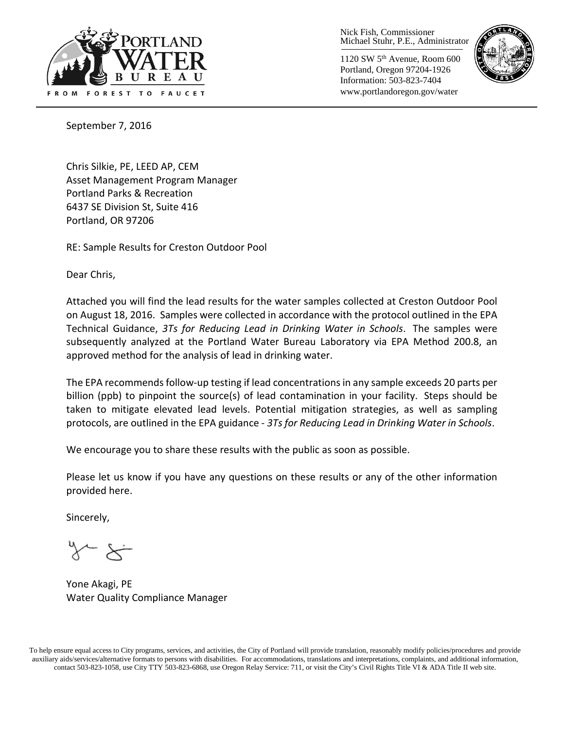Nick Fish, Commissioner
Michael Stuhr, P.E., Administrator

1120 SW 5th Avenue, Room 600
Portland, Oregon 97204-1926
Information: 503-823-7404
www.portlandoregon.gov/water

September 7, 2016

Chris Silkie, PE, LEED AP, CEM
Asset Management Program Manager
Portland Parks & Recreation
6437 SE Division St, Suite 416
Portland, OR 97206

RE: Sample Results for Creston Outdoor Pool

Dear Chris,

Attached you will find the lead results for the water samples collected at Creston Outdoor Pool on August 18, 2016. Samples were collected in accordance with the protocol outlined in the EPA Technical Guidance, *3Ts for Reducing Lead in Drinking Water in Schools*. The samples were subsequently analyzed at the Portland Water Bureau Laboratory via EPA Method 200.8, an approved method for the analysis of lead in drinking water.

The EPA recommends follow-up testing if lead concentrations in any sample exceeds 20 parts per billion (ppb) to pinpoint the source(s) of lead contamination in your facility. Steps should be taken to mitigate elevated lead levels. Potential mitigation strategies, as well as sampling protocols, are outlined in the EPA guidance - *3Ts for Reducing Lead in Drinking Water in Schools*.

We encourage you to share these results with the public as soon as possible.

Please let us know if you have any questions on these results or any of the other information provided here.

Sincerely,

Yone Akagi, PE
Water Quality Compliance Manager

To help ensure equal access to City programs, services, and activities, the City of Portland will provide translation, reasonably modify policies/procedures and provide auxiliary aids/services/alternative formats to persons with disabilities. For accommodations, translations and interpretations, complaints, and additional information, contact 503-823-1058, use City TTY 503-823-6868, use Oregon Relay Service: 711, or visit the City's Civil Rights Title VI & ADA Title II web site.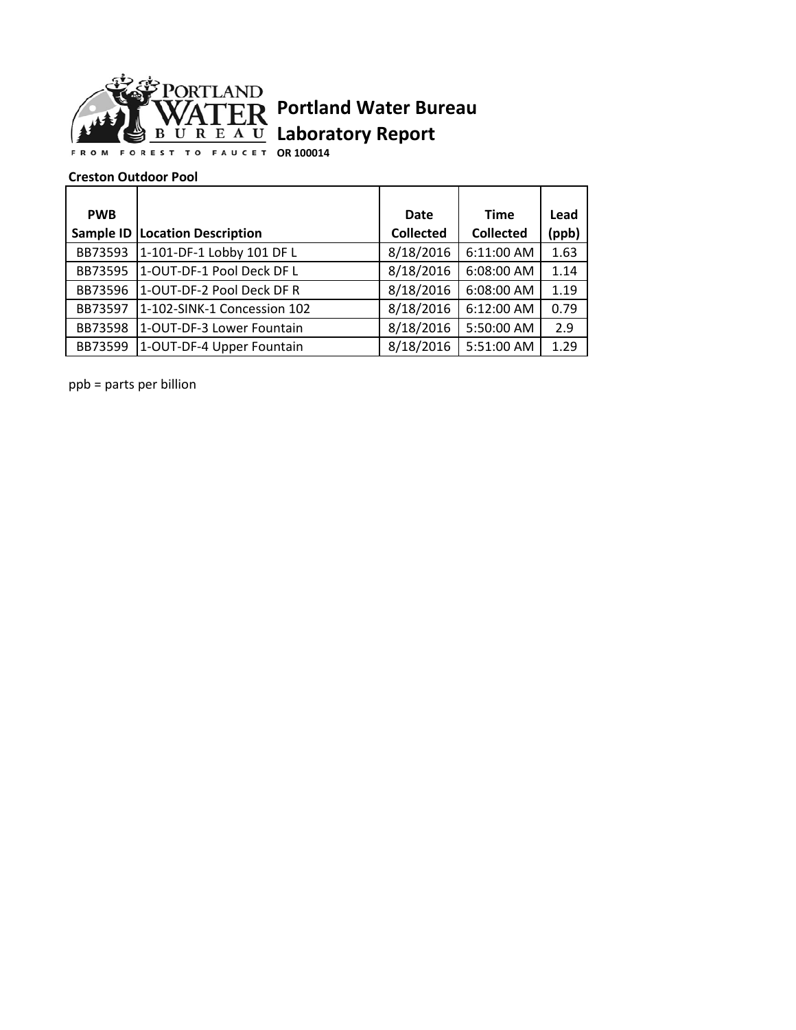# Portland Water Bureau Laboratory Report

OR 100014

**Creston Outdoor Pool**

| PWB Sample ID | Location Description | Date Collected | Time Collected | Lead (ppb) |
|---|---|---|---|---|
| BB73593 | 1-101-DF-1 Lobby 101 DF L | 8/18/2016 | 6:11:00 AM | 1.63 |
| BB73595 | 1-OUT-DF-1 Pool Deck DF L | 8/18/2016 | 6:08:00 AM | 1.14 |
| BB73596 | 1-OUT-DF-2 Pool Deck DF R | 8/18/2016 | 6:08:00 AM | 1.19 |
| BB73597 | 1-102-SINK-1 Concession 102 | 8/18/2016 | 6:12:00 AM | 0.79 |
| BB73598 | 1-OUT-DF-3 Lower Fountain | 8/18/2016 | 5:50:00 AM | 2.9 |
| BB73599 | 1-OUT-DF-4 Upper Fountain | 8/18/2016 | 5:51:00 AM | 1.29 |

ppb = parts per billion